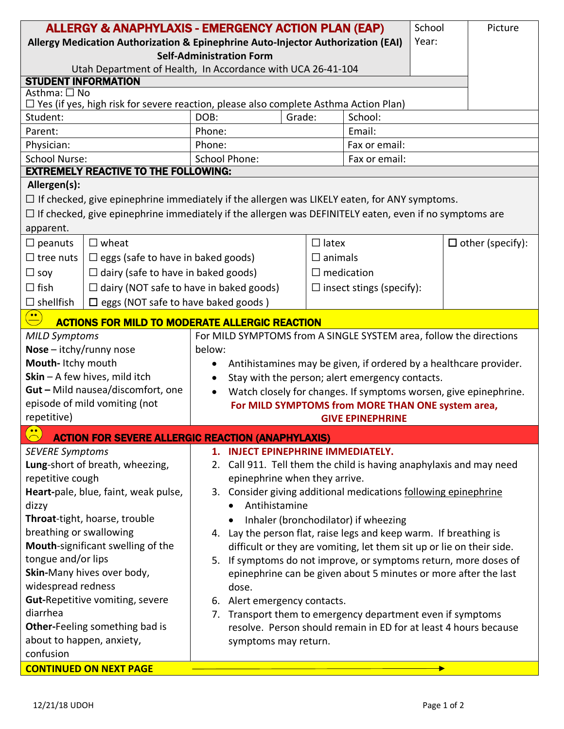# ALLERGY & ANAPHYLAXIS - EMERGENCY ACTION PLAN (EAP)

**Allergy Medication Authorization & Epinephrine Auto-Injector Authorization (EAI) Self-Administration Form**

Utah Department of Health, In Accordance with UCA 26-41-104

School Year:

Picture

## STUDENT INFORMATION

Asthma: ☐ No
☐ Yes (if yes, high risk for severe reaction, please also complete Asthma Action Plan)

| Student: | DOB: | Grade: | School: |
|---|---|---|---|
| Parent: | Phone: | | Email: |
| Physician: | Phone: | | Fax or email: |
| School Nurse: | School Phone: | | Fax or email: |

## EXTREMELY REACTIVE TO THE FOLLOWING:

**Allergen(s):**

☐ If checked, give epinephrine immediately if the allergen was LIKELY eaten, for ANY symptoms.

☐ If checked, give epinephrine immediately if the allergen was DEFINITELY eaten, even if no symptoms are apparent.

| | | | |
|---|---|---|---|
| ☐ peanuts | ☐ wheat | ☐ latex | ☐ other (specify): |
| ☐ tree nuts | ☐ eggs (safe to have in baked goods) | ☐ animals | |
| ☐ soy | ☐ dairy (safe to have in baked goods) | ☐ medication | |
| ☐ fish | ☐ dairy (NOT safe to have in baked goods) | ☐ insect stings (specify): | |
| ☐ shellfish | ☐ eggs (NOT safe to have baked goods ) | | |

## ACTIONS FOR MILD TO MODERATE ALLERGIC REACTION

*MILD Symptoms*

**Nose** – itchy/runny nose
**Mouth-** Itchy mouth
**Skin** – A few hives, mild itch
**Gut –** Mild nausea/discomfort, one episode of mild vomiting (not repetitive)

For MILD SYMPTOMS from A SINGLE SYSTEM area, follow the directions below:

- Antihistamines may be given, if ordered by a healthcare provider.
- Stay with the person; alert emergency contacts.
- Watch closely for changes. If symptoms worsen, give epinephrine.

**For MILD SYMPTOMS from MORE THAN ONE system area, GIVE EPINEPHRINE**

## ACTION FOR SEVERE ALLERGIC REACTION (ANAPHYLAXIS)

*SEVERE Symptoms*

**Lung**-short of breath, wheezing, repetitive cough
**Heart**-pale, blue, faint, weak pulse, dizzy
**Throat**-tight, hoarse, trouble breathing or swallowing
**Mouth**-significant swelling of the tongue and/or lips
**Skin-**Many hives over body, widespread redness
**Gut-**Repetitive vomiting, severe diarrhea
**Other-**Feeling something bad is about to happen, anxiety, confusion

1. **INJECT EPINEPHRINE IMMEDIATELY.**
2. Call 911. Tell them the child is having anaphylaxis and may need epinephrine when they arrive.
3. Consider giving additional medications following epinephrine
   - Antihistamine
   - Inhaler (bronchodilator) if wheezing
4. Lay the person flat, raise legs and keep warm. If breathing is difficult or they are vomiting, let them sit up or lie on their side.
5. If symptoms do not improve, or symptoms return, more doses of epinephrine can be given about 5 minutes or more after the last dose.
6. Alert emergency contacts.
7. Transport them to emergency department even if symptoms resolve. Person should remain in ED for at least 4 hours because symptoms may return.

**CONTINUED ON NEXT PAGE** →

12/21/18 UDOH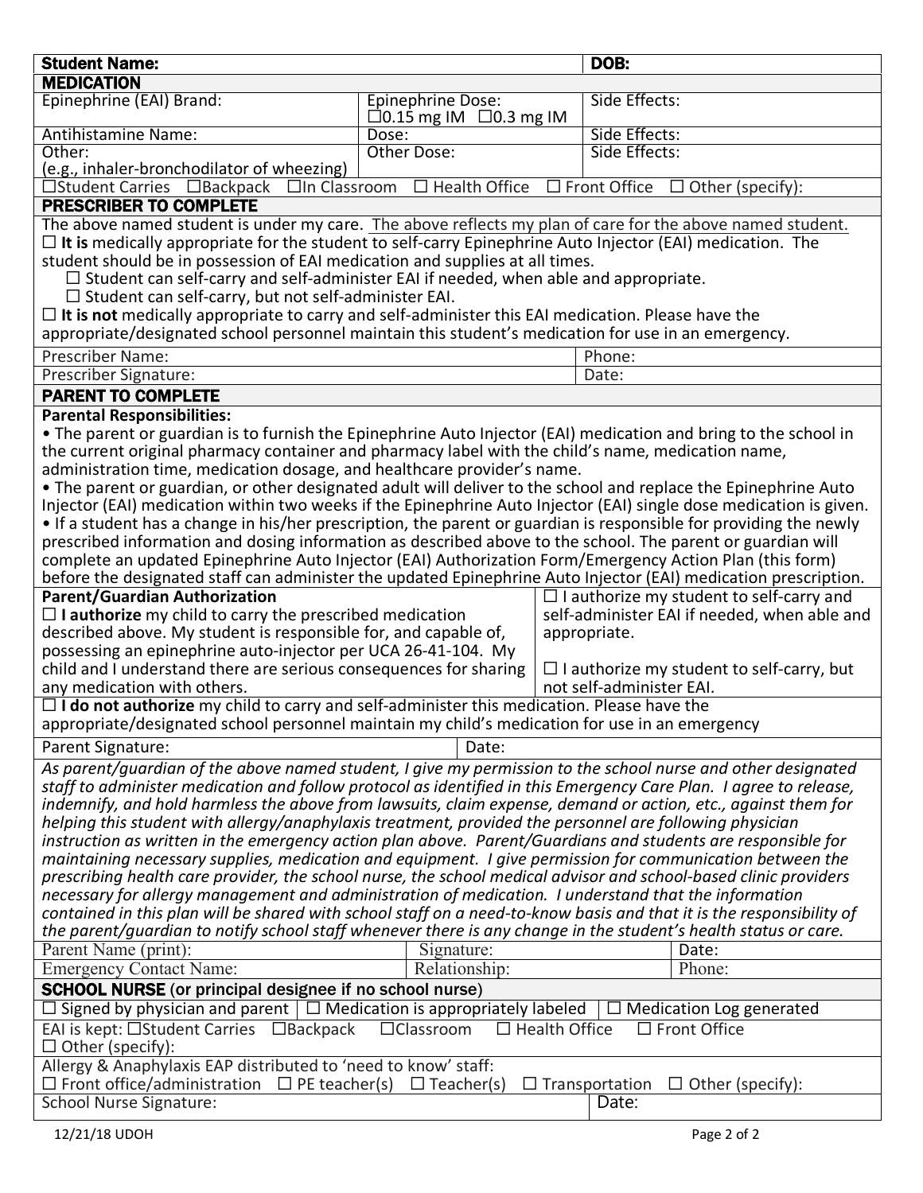| Student Name: | | DOB: |
|---|---|---|

## MEDICATION

| | | |
|---|---|---|
| Epinephrine (EAI) Brand: | Epinephrine Dose: ☐0.15 mg IM ☐0.3 mg IM | Side Effects: |
| Antihistamine Name: | Dose: | Side Effects: |
| Other: (e.g., inhaler-bronchodilator of wheezing) | Other Dose: | Side Effects: |

☐Student Carries ☐Backpack ☐In Classroom ☐ Health Office ☐ Front Office ☐ Other (specify):

## PRESCRIBER TO COMPLETE

The above named student is under my care. The above reflects my plan of care for the above named student.

☐ **It is** medically appropriate for the student to self-carry Epinephrine Auto Injector (EAI) medication. The student should be in possession of EAI medication and supplies at all times.

- ☐ Student can self-carry and self-administer EAI if needed, when able and appropriate.
- ☐ Student can self-carry, but not self-administer EAI.

☐ **It is not** medically appropriate to carry and self-administer this EAI medication. Please have the appropriate/designated school personnel maintain this student's medication for use in an emergency.

| | |
|---|---|
| Prescriber Name: | Phone: |
| Prescriber Signature: | Date: |

## PARENT TO COMPLETE

**Parental Responsibilities:**

• The parent or guardian is to furnish the Epinephrine Auto Injector (EAI) medication and bring to the school in the current original pharmacy container and pharmacy label with the child's name, medication name, administration time, medication dosage, and healthcare provider's name.

• The parent or guardian, or other designated adult will deliver to the school and replace the Epinephrine Auto Injector (EAI) medication within two weeks if the Epinephrine Auto Injector (EAI) single dose medication is given.

• If a student has a change in his/her prescription, the parent or guardian is responsible for providing the newly prescribed information and dosing information as described above to the school. The parent or guardian will complete an updated Epinephrine Auto Injector (EAI) Authorization Form/Emergency Action Plan (this form) before the designated staff can administer the updated Epinephrine Auto Injector (EAI) medication prescription.

| | |
|---|---|
| **Parent/Guardian Authorization**<br>☐ **I authorize** my child to carry the prescribed medication described above. My student is responsible for, and capable of, possessing an epinephrine auto-injector per UCA 26-41-104. My child and I understand there are serious consequences for sharing any medication with others. | ☐ I authorize my student to self-carry and self-administer EAI if needed, when able and appropriate.<br><br>☐ I authorize my student to self-carry, but not self-administer EAI. |

☐ **I do not authorize** my child to carry and self-administer this medication. Please have the appropriate/designated school personnel maintain my child's medication for use in an emergency

| | |
|---|---|
| Parent Signature: | Date: |

*As parent/guardian of the above named student, I give my permission to the school nurse and other designated staff to administer medication and follow protocol as identified in this Emergency Care Plan. I agree to release, indemnify, and hold harmless the above from lawsuits, claim expense, demand or action, etc., against them for helping this student with allergy/anaphylaxis treatment, provided the personnel are following physician instruction as written in the emergency action plan above. Parent/Guardians and students are responsible for maintaining necessary supplies, medication and equipment. I give permission for communication between the prescribing health care provider, the school nurse, the school medical advisor and school-based clinic providers necessary for allergy management and administration of medication. I understand that the information contained in this plan will be shared with school staff on a need-to-know basis and that it is the responsibility of the parent/guardian to notify school staff whenever there is any change in the student's health status or care.*

| | | |
|---|---|---|
| Parent Name (print): | Signature: | Date: |
| Emergency Contact Name: | Relationship: | Phone: |

## SCHOOL NURSE (or principal designee if no school nurse)

☐ Signed by physician and parent | ☐ Medication is appropriately labeled | ☐ Medication Log generated

EAI is kept: ☐Student Carries ☐Backpack ☐Classroom ☐ Health Office ☐ Front Office ☐ Other (specify):

Allergy & Anaphylaxis EAP distributed to 'need to know' staff:
☐ Front office/administration ☐ PE teacher(s) ☐ Teacher(s) ☐ Transportation ☐ Other (specify):

| | |
|---|---|
| School Nurse Signature: | Date: |

12/21/18 UDOH